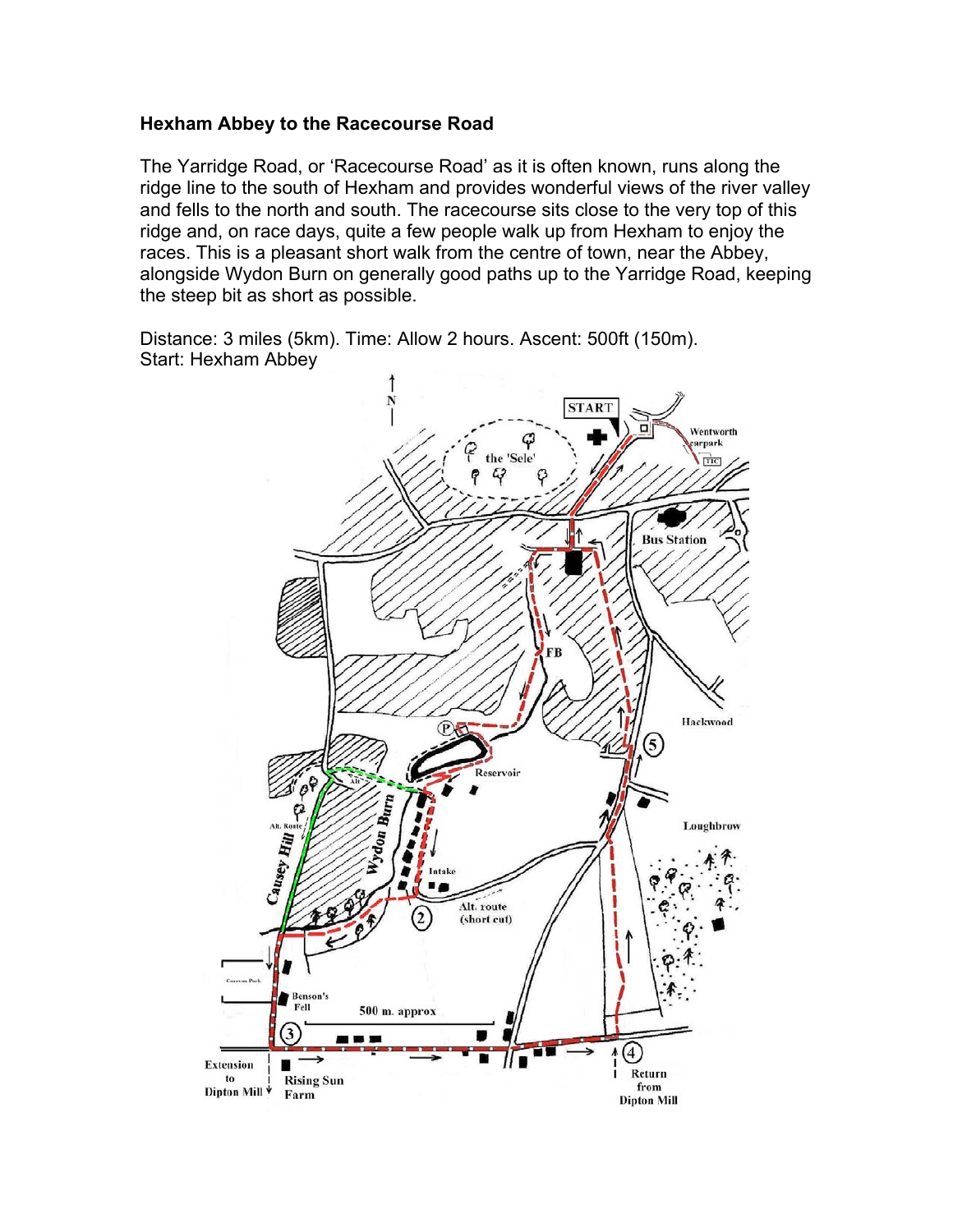**Hexham Abbey to the Racecourse Road**

The Yarridge Road, or 'Racecourse Road' as it is often known, runs along the ridge line to the south of Hexham and provides wonderful views of the river valley and fells to the north and south. The racecourse sits close to the very top of this ridge and, on race days, quite a few people walk up from Hexham to enjoy the races. This is a pleasant short walk from the centre of town, near the Abbey, alongside Wydon Burn on generally good paths up to the Yarridge Road, keeping the steep bit as short as possible.

Distance: 3 miles (5km). Time: Allow 2 hours. Ascent: 500ft (150m).
Start: Hexham Abbey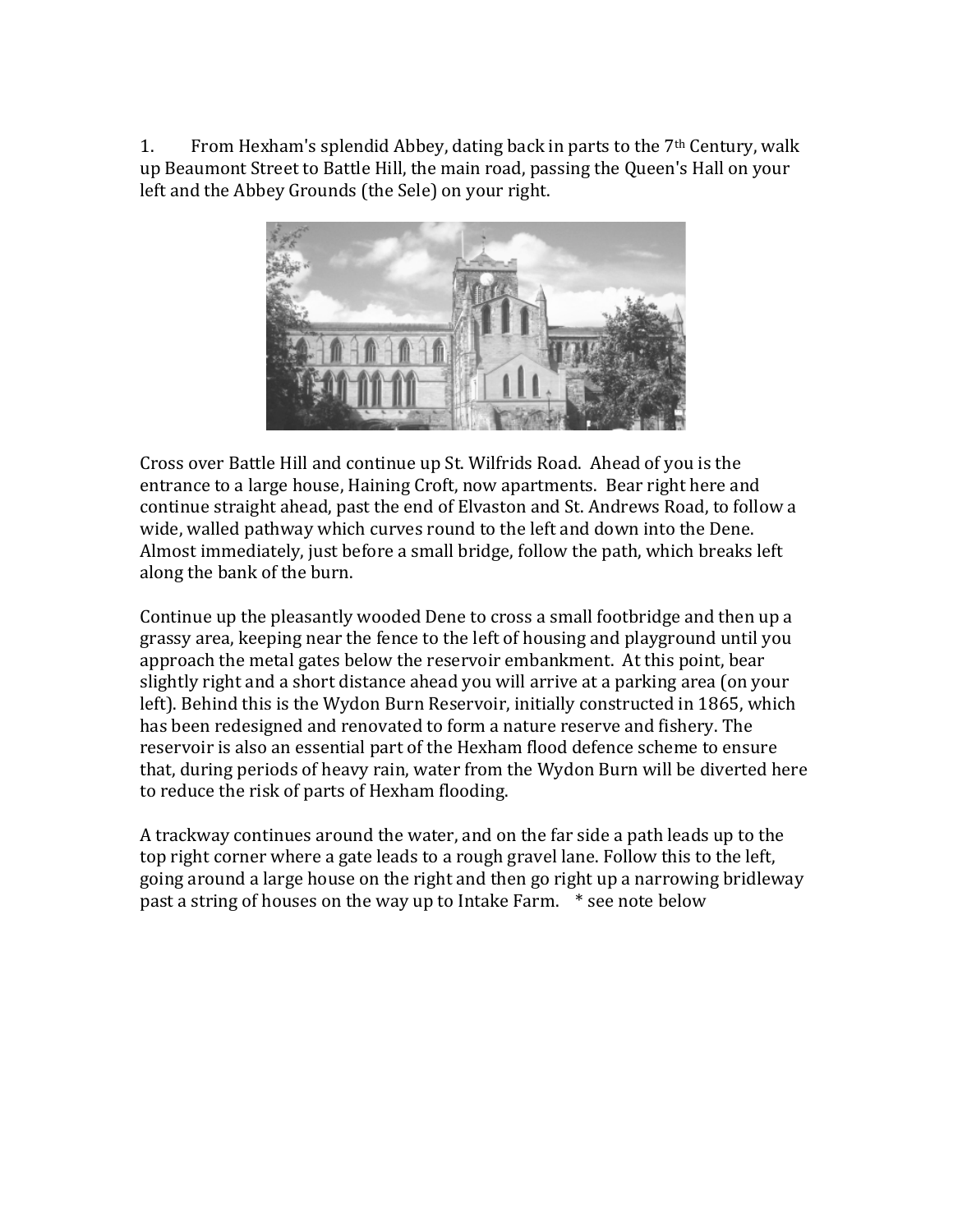1. From Hexham's splendid Abbey, dating back in parts to the 7th Century, walk up Beaumont Street to Battle Hill, the main road, passing the Queen's Hall on your left and the Abbey Grounds (the Sele) on your right.

Cross over Battle Hill and continue up St. Wilfrids Road. Ahead of you is the entrance to a large house, Haining Croft, now apartments. Bear right here and continue straight ahead, past the end of Elvaston and St. Andrews Road, to follow a wide, walled pathway which curves round to the left and down into the Dene. Almost immediately, just before a small bridge, follow the path, which breaks left along the bank of the burn.

Continue up the pleasantly wooded Dene to cross a small footbridge and then up a grassy area, keeping near the fence to the left of housing and playground until you approach the metal gates below the reservoir embankment. At this point, bear slightly right and a short distance ahead you will arrive at a parking area (on your left). Behind this is the Wydon Burn Reservoir, initially constructed in 1865, which has been redesigned and renovated to form a nature reserve and fishery. The reservoir is also an essential part of the Hexham flood defence scheme to ensure that, during periods of heavy rain, water from the Wydon Burn will be diverted here to reduce the risk of parts of Hexham flooding.

A trackway continues around the water, and on the far side a path leads up to the top right corner where a gate leads to a rough gravel lane. Follow this to the left, going around a large house on the right and then go right up a narrowing bridleway past a string of houses on the way up to Intake Farm. * see note below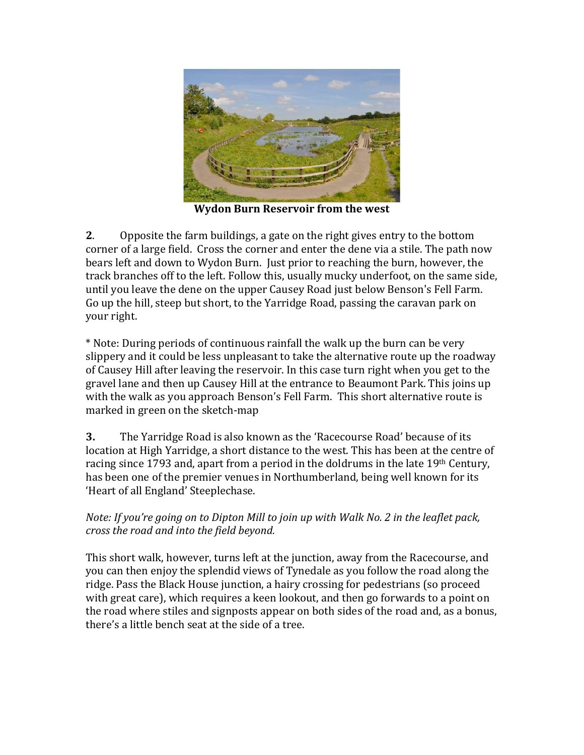**Wydon Burn Reservoir from the west**

**2**. Opposite the farm buildings, a gate on the right gives entry to the bottom corner of a large field. Cross the corner and enter the dene via a stile. The path now bears left and down to Wydon Burn. Just prior to reaching the burn, however, the track branches off to the left. Follow this, usually mucky underfoot, on the same side, until you leave the dene on the upper Causey Road just below Benson's Fell Farm. Go up the hill, steep but short, to the Yarridge Road, passing the caravan park on your right.

* Note: During periods of continuous rainfall the walk up the burn can be very slippery and it could be less unpleasant to take the alternative route up the roadway of Causey Hill after leaving the reservoir. In this case turn right when you get to the gravel lane and then up Causey Hill at the entrance to Beaumont Park. This joins up with the walk as you approach Benson's Fell Farm. This short alternative route is marked in green on the sketch-map

**3.** The Yarridge Road is also known as the 'Racecourse Road' because of its location at High Yarridge, a short distance to the west. This has been at the centre of racing since 1793 and, apart from a period in the doldrums in the late 19th Century, has been one of the premier venues in Northumberland, being well known for its 'Heart of all England' Steeplechase.

*Note: If you're going on to Dipton Mill to join up with Walk No. 2 in the leaflet pack, cross the road and into the field beyond.*

This short walk, however, turns left at the junction, away from the Racecourse, and you can then enjoy the splendid views of Tynedale as you follow the road along the ridge. Pass the Black House junction, a hairy crossing for pedestrians (so proceed with great care), which requires a keen lookout, and then go forwards to a point on the road where stiles and signposts appear on both sides of the road and, as a bonus, there's a little bench seat at the side of a tree.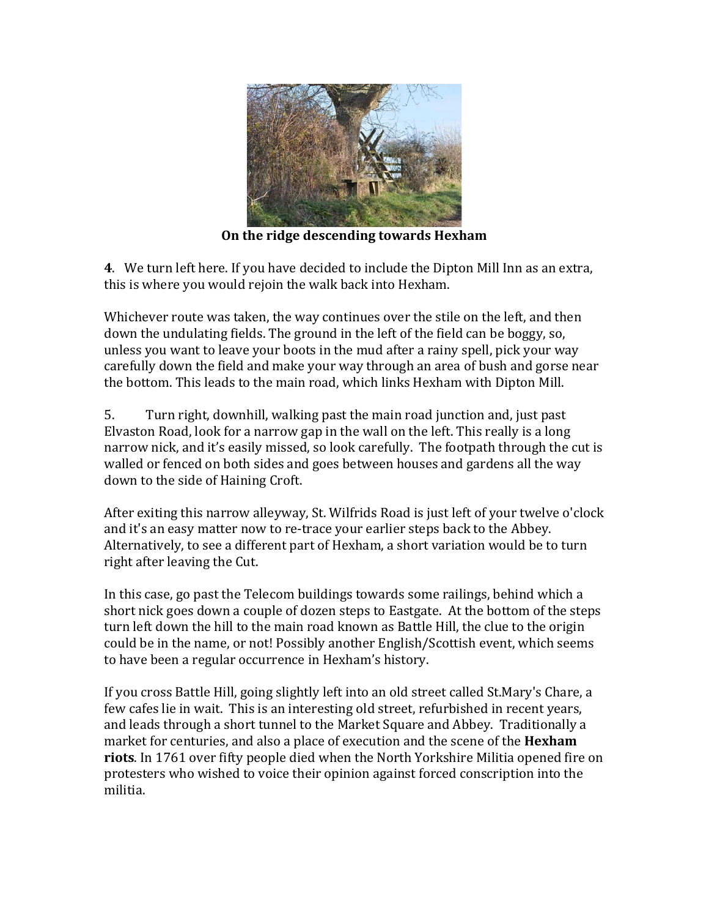**On the ridge descending towards Hexham**

**4**. We turn left here. If you have decided to include the Dipton Mill Inn as an extra, this is where you would rejoin the walk back into Hexham.

Whichever route was taken, the way continues over the stile on the left, and then down the undulating fields. The ground in the left of the field can be boggy, so, unless you want to leave your boots in the mud after a rainy spell, pick your way carefully down the field and make your way through an area of bush and gorse near the bottom. This leads to the main road, which links Hexham with Dipton Mill.

5. Turn right, downhill, walking past the main road junction and, just past Elvaston Road, look for a narrow gap in the wall on the left. This really is a long narrow nick, and it's easily missed, so look carefully. The footpath through the cut is walled or fenced on both sides and goes between houses and gardens all the way down to the side of Haining Croft.

After exiting this narrow alleyway, St. Wilfrids Road is just left of your twelve o'clock and it's an easy matter now to re-trace your earlier steps back to the Abbey. Alternatively, to see a different part of Hexham, a short variation would be to turn right after leaving the Cut.

In this case, go past the Telecom buildings towards some railings, behind which a short nick goes down a couple of dozen steps to Eastgate. At the bottom of the steps turn left down the hill to the main road known as Battle Hill, the clue to the origin could be in the name, or not! Possibly another English/Scottish event, which seems to have been a regular occurrence in Hexham's history.

If you cross Battle Hill, going slightly left into an old street called St.Mary's Chare, a few cafes lie in wait. This is an interesting old street, refurbished in recent years, and leads through a short tunnel to the Market Square and Abbey. Traditionally a market for centuries, and also a place of execution and the scene of the **Hexham riots**. In 1761 over fifty people died when the North Yorkshire Militia opened fire on protesters who wished to voice their opinion against forced conscription into the militia.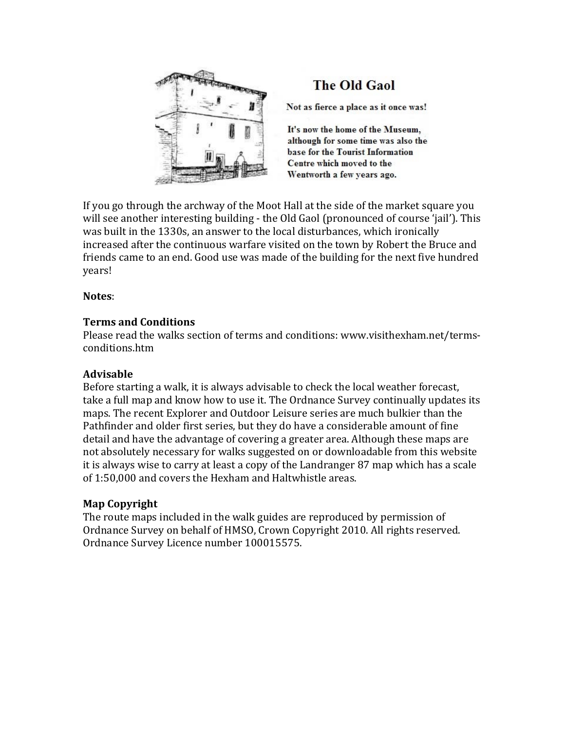## The Old Gaol

Not as fierce a place as it once was!

It's now the home of the Museum, although for some time was also the base for the Tourist Information Centre which moved to the Wentworth a few years ago.

If you go through the archway of the Moot Hall at the side of the market square you will see another interesting building - the Old Gaol (pronounced of course 'jail'). This was built in the 1330s, an answer to the local disturbances, which ironically increased after the continuous warfare visited on the town by Robert the Bruce and friends came to an end. Good use was made of the building for the next five hundred years!

**Notes**:

**Terms and Conditions**
Please read the walks section of terms and conditions: www.visithexham.net/terms-conditions.htm

**Advisable**
Before starting a walk, it is always advisable to check the local weather forecast, take a full map and know how to use it. The Ordnance Survey continually updates its maps. The recent Explorer and Outdoor Leisure series are much bulkier than the Pathfinder and older first series, but they do have a considerable amount of fine detail and have the advantage of covering a greater area. Although these maps are not absolutely necessary for walks suggested on or downloadable from this website it is always wise to carry at least a copy of the Landranger 87 map which has a scale of 1:50,000 and covers the Hexham and Haltwhistle areas.

**Map Copyright**
The route maps included in the walk guides are reproduced by permission of Ordnance Survey on behalf of HMSO, Crown Copyright 2010. All rights reserved. Ordnance Survey Licence number 100015575.